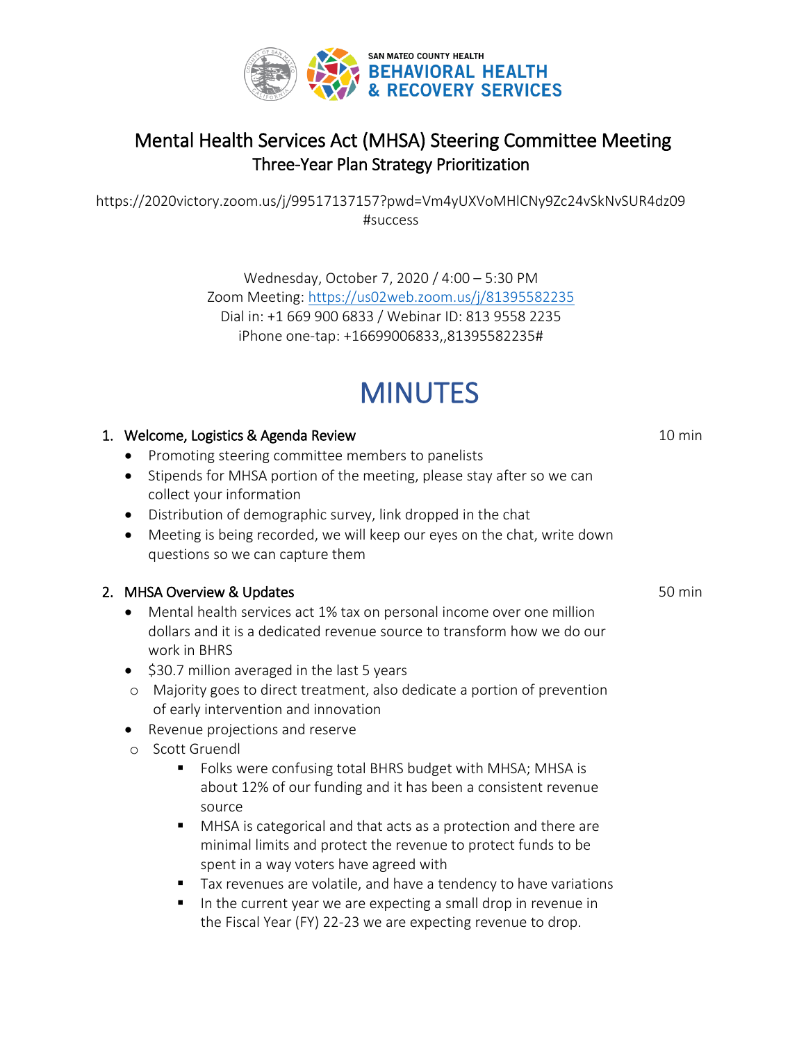SAN MATEO COUNTY HEALTH
BEHAVIORAL HEALTH & RECOVERY SERVICES

# Mental Health Services Act (MHSA) Steering Committee Meeting

## Three-Year Plan Strategy Prioritization

https://2020victory.zoom.us/j/99517137157?pwd=Vm4yUXVoMHlCNy9Zc24vSkNvSUR4dz09 #success

Wednesday, October 7, 2020 / 4:00 – 5:30 PM
Zoom Meeting: https://us02web.zoom.us/j/81395582235
Dial in: +1 669 900 6833 / Webinar ID: 813 9558 2235
iPhone one-tap: +16699006833,,81395582235#

# MINUTES

1. **Welcome, Logistics & Agenda Review** — 10 min
   - Promoting steering committee members to panelists
   - Stipends for MHSA portion of the meeting, please stay after so we can collect your information
   - Distribution of demographic survey, link dropped in the chat
   - Meeting is being recorded, we will keep our eyes on the chat, write down questions so we can capture them

2. **MHSA Overview & Updates** — 50 min
   - Mental health services act 1% tax on personal income over one million dollars and it is a dedicated revenue source to transform how we do our work in BHRS
   - $30.7 million averaged in the last 5 years
     - Majority goes to direct treatment, also dedicate a portion of prevention of early intervention and innovation
   - Revenue projections and reserve
     - Scott Gruendl
       - Folks were confusing total BHRS budget with MHSA; MHSA is about 12% of our funding and it has been a consistent revenue source
       - MHSA is categorical and that acts as a protection and there are minimal limits and protect the revenue to protect funds to be spent in a way voters have agreed with
       - Tax revenues are volatile, and have a tendency to have variations
       - In the current year we are expecting a small drop in revenue in the Fiscal Year (FY) 22-23 we are expecting revenue to drop.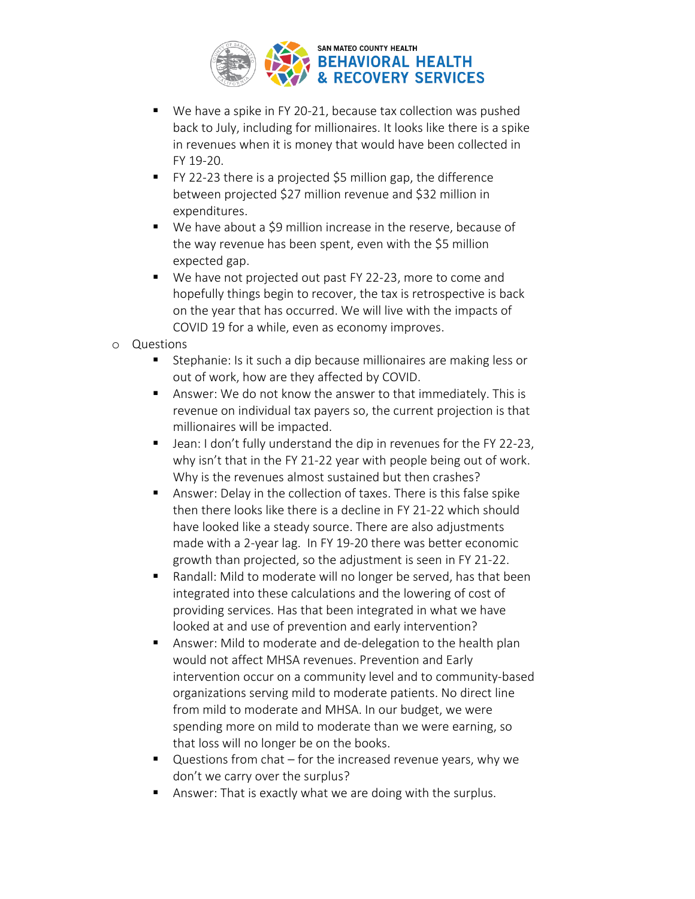- We have a spike in FY 20-21, because tax collection was pushed back to July, including for millionaires. It looks like there is a spike in revenues when it is money that would have been collected in FY 19-20.
    - FY 22-23 there is a projected $5 million gap, the difference between projected $27 million revenue and $32 million in expenditures.
    - We have about a $9 million increase in the reserve, because of the way revenue has been spent, even with the $5 million expected gap.
    - We have not projected out past FY 22-23, more to come and hopefully things begin to recover, the tax is retrospective is back on the year that has occurred. We will live with the impacts of COVID 19 for a while, even as economy improves.
- Questions
    - Stephanie: Is it such a dip because millionaires are making less or out of work, how are they affected by COVID.
    - Answer: We do not know the answer to that immediately. This is revenue on individual tax payers so, the current projection is that millionaires will be impacted.
    - Jean: I don't fully understand the dip in revenues for the FY 22-23, why isn't that in the FY 21-22 year with people being out of work. Why is the revenues almost sustained but then crashes?
    - Answer: Delay in the collection of taxes. There is this false spike then there looks like there is a decline in FY 21-22 which should have looked like a steady source. There are also adjustments made with a 2-year lag. In FY 19-20 there was better economic growth than projected, so the adjustment is seen in FY 21-22.
    - Randall: Mild to moderate will no longer be served, has that been integrated into these calculations and the lowering of cost of providing services. Has that been integrated in what we have looked at and use of prevention and early intervention?
    - Answer: Mild to moderate and de-delegation to the health plan would not affect MHSA revenues. Prevention and Early intervention occur on a community level and to community-based organizations serving mild to moderate patients. No direct line from mild to moderate and MHSA. In our budget, we were spending more on mild to moderate than we were earning, so that loss will no longer be on the books.
    - Questions from chat – for the increased revenue years, why we don't we carry over the surplus?
    - Answer: That is exactly what we are doing with the surplus.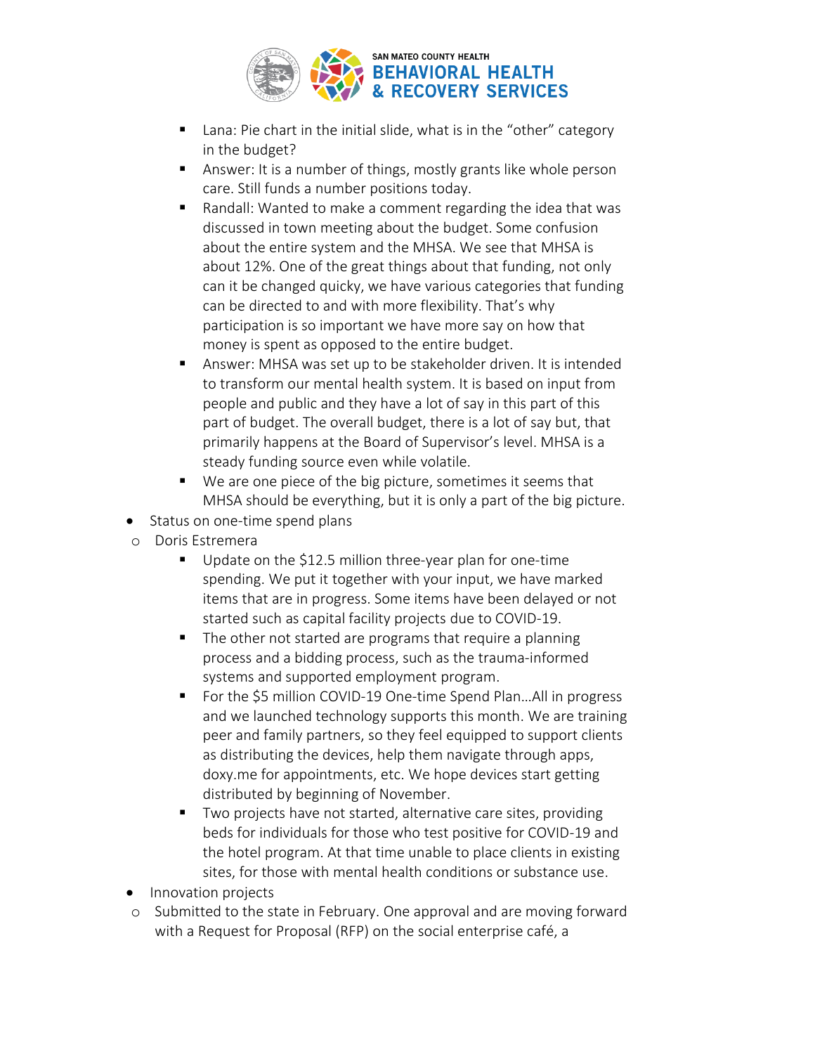- Lana: Pie chart in the initial slide, what is in the "other" category in the budget?
        - Answer: It is a number of things, mostly grants like whole person care. Still funds a number positions today.
        - Randall: Wanted to make a comment regarding the idea that was discussed in town meeting about the budget. Some confusion about the entire system and the MHSA. We see that MHSA is about 12%. One of the great things about that funding, not only can it be changed quicky, we have various categories that funding can be directed to and with more flexibility. That's why participation is so important we have more say on how that money is spent as opposed to the entire budget.
        - Answer: MHSA was set up to be stakeholder driven. It is intended to transform our mental health system. It is based on input from people and public and they have a lot of say in this part of this part of budget. The overall budget, there is a lot of say but, that primarily happens at the Board of Supervisor's level. MHSA is a steady funding source even while volatile.
        - We are one piece of the big picture, sometimes it seems that MHSA should be everything, but it is only a part of the big picture.
- Status on one-time spend plans
    - Doris Estremera
        - Update on the $12.5 million three-year plan for one-time spending. We put it together with your input, we have marked items that are in progress. Some items have been delayed or not started such as capital facility projects due to COVID-19.
        - The other not started are programs that require a planning process and a bidding process, such as the trauma-informed systems and supported employment program.
        - For the $5 million COVID-19 One-time Spend Plan…All in progress and we launched technology supports this month. We are training peer and family partners, so they feel equipped to support clients as distributing the devices, help them navigate through apps, doxy.me for appointments, etc. We hope devices start getting distributed by beginning of November.
        - Two projects have not started, alternative care sites, providing beds for individuals for those who test positive for COVID-19 and the hotel program. At that time unable to place clients in existing sites, for those with mental health conditions or substance use.
- Innovation projects
    - Submitted to the state in February. One approval and are moving forward with a Request for Proposal (RFP) on the social enterprise café, a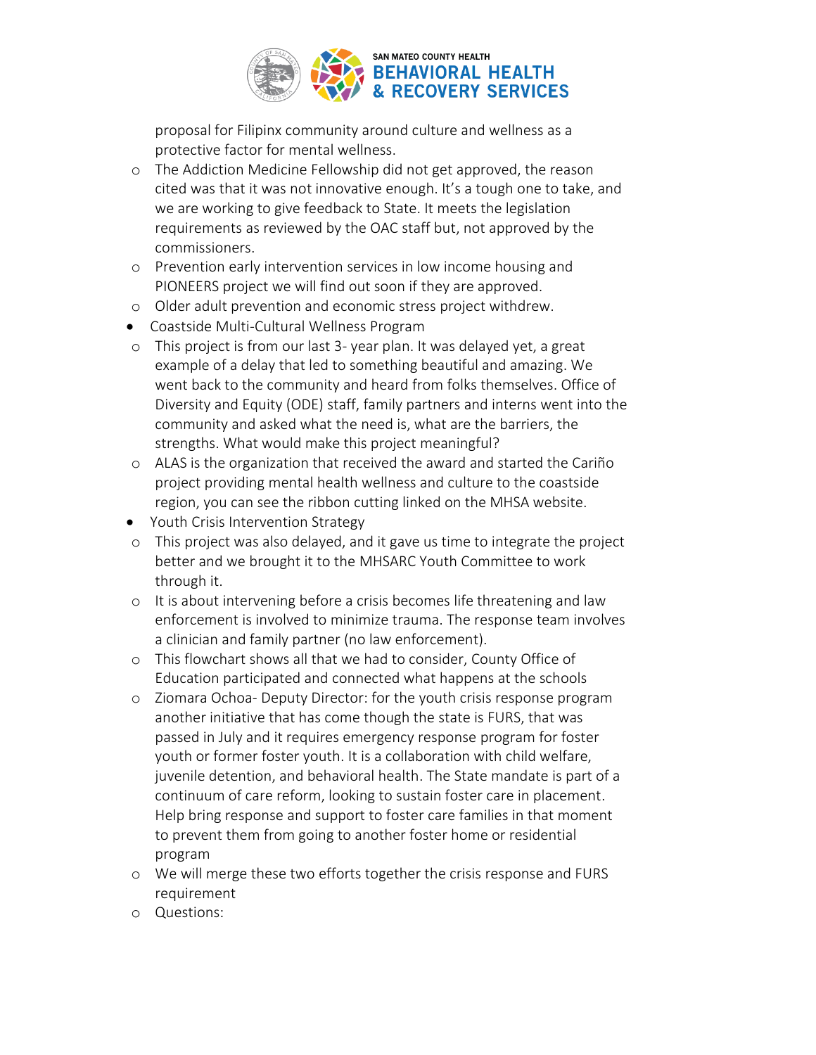proposal for Filipinx community around culture and wellness as a protective factor for mental wellness.

- The Addiction Medicine Fellowship did not get approved, the reason cited was that it was not innovative enough. It's a tough one to take, and we are working to give feedback to State. It meets the legislation requirements as reviewed by the OAC staff but, not approved by the commissioners.
- Prevention early intervention services in low income housing and PIONEERS project we will find out soon if they are approved.
- Older adult prevention and economic stress project withdrew.

- Coastside Multi-Cultural Wellness Program
  - This project is from our last 3- year plan. It was delayed yet, a great example of a delay that led to something beautiful and amazing. We went back to the community and heard from folks themselves. Office of Diversity and Equity (ODE) staff, family partners and interns went into the community and asked what the need is, what are the barriers, the strengths. What would make this project meaningful?
  - ALAS is the organization that received the award and started the Cariño project providing mental health wellness and culture to the coastside region, you can see the ribbon cutting linked on the MHSA website.
- Youth Crisis Intervention Strategy
  - This project was also delayed, and it gave us time to integrate the project better and we brought it to the MHSARC Youth Committee to work through it.
  - It is about intervening before a crisis becomes life threatening and law enforcement is involved to minimize trauma. The response team involves a clinician and family partner (no law enforcement).
  - This flowchart shows all that we had to consider, County Office of Education participated and connected what happens at the schools
  - Ziomara Ochoa- Deputy Director: for the youth crisis response program another initiative that has come though the state is FURS, that was passed in July and it requires emergency response program for foster youth or former foster youth. It is a collaboration with child welfare, juvenile detention, and behavioral health. The State mandate is part of a continuum of care reform, looking to sustain foster care in placement. Help bring response and support to foster care families in that moment to prevent them from going to another foster home or residential program
  - We will merge these two efforts together the crisis response and FURS requirement
  - Questions: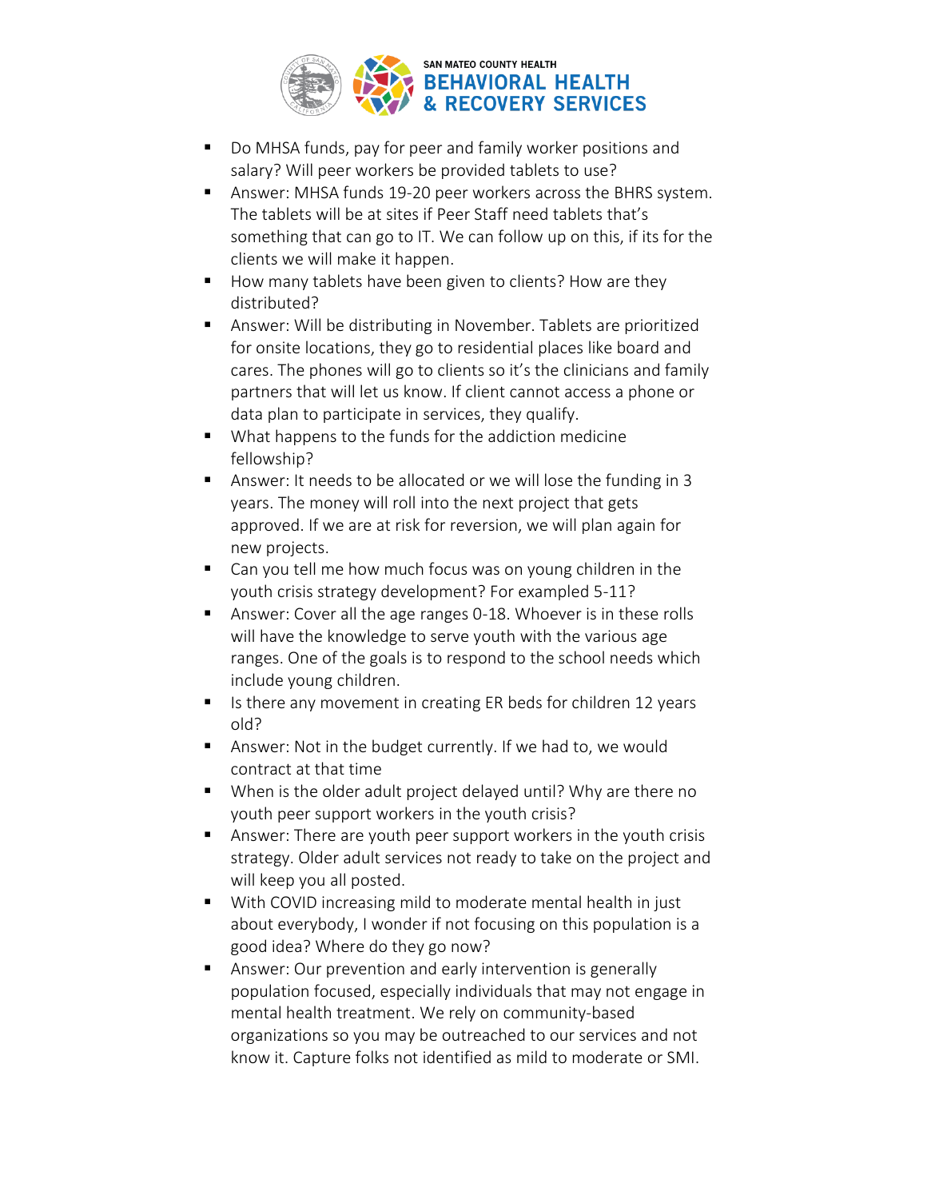- Do MHSA funds, pay for peer and family worker positions and salary? Will peer workers be provided tablets to use?
- Answer: MHSA funds 19-20 peer workers across the BHRS system. The tablets will be at sites if Peer Staff need tablets that's something that can go to IT. We can follow up on this, if its for the clients we will make it happen.
- How many tablets have been given to clients? How are they distributed?
- Answer: Will be distributing in November. Tablets are prioritized for onsite locations, they go to residential places like board and cares. The phones will go to clients so it's the clinicians and family partners that will let us know. If client cannot access a phone or data plan to participate in services, they qualify.
- What happens to the funds for the addiction medicine fellowship?
- Answer: It needs to be allocated or we will lose the funding in 3 years. The money will roll into the next project that gets approved. If we are at risk for reversion, we will plan again for new projects.
- Can you tell me how much focus was on young children in the youth crisis strategy development? For exampled 5-11?
- Answer: Cover all the age ranges 0-18. Whoever is in these rolls will have the knowledge to serve youth with the various age ranges. One of the goals is to respond to the school needs which include young children.
- Is there any movement in creating ER beds for children 12 years old?
- Answer: Not in the budget currently. If we had to, we would contract at that time
- When is the older adult project delayed until? Why are there no youth peer support workers in the youth crisis?
- Answer: There are youth peer support workers in the youth crisis strategy. Older adult services not ready to take on the project and will keep you all posted.
- With COVID increasing mild to moderate mental health in just about everybody, I wonder if not focusing on this population is a good idea? Where do they go now?
- Answer: Our prevention and early intervention is generally population focused, especially individuals that may not engage in mental health treatment. We rely on community-based organizations so you may be outreached to our services and not know it. Capture folks not identified as mild to moderate or SMI.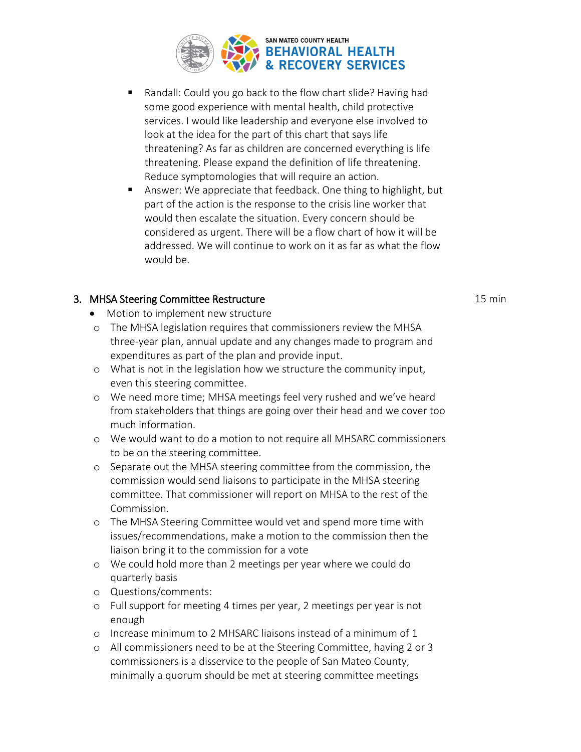- Randall: Could you go back to the flow chart slide? Having had some good experience with mental health, child protective services. I would like leadership and everyone else involved to look at the idea for the part of this chart that says life threatening? As far as children are concerned everything is life threatening. Please expand the definition of life threatening. Reduce symptomologies that will require an action.
- Answer: We appreciate that feedback. One thing to highlight, but part of the action is the response to the crisis line worker that would then escalate the situation. Every concern should be considered as urgent. There will be a flow chart of how it will be addressed. We will continue to work on it as far as what the flow would be.

3. MHSA Steering Committee Restructure 15 min

- Motion to implement new structure
  - The MHSA legislation requires that commissioners review the MHSA three-year plan, annual update and any changes made to program and expenditures as part of the plan and provide input.
  - What is not in the legislation how we structure the community input, even this steering committee.
  - We need more time; MHSA meetings feel very rushed and we've heard from stakeholders that things are going over their head and we cover too much information.
  - We would want to do a motion to not require all MHSARC commissioners to be on the steering committee.
  - Separate out the MHSA steering committee from the commission, the commission would send liaisons to participate in the MHSA steering committee. That commissioner will report on MHSA to the rest of the Commission.
  - The MHSA Steering Committee would vet and spend more time with issues/recommendations, make a motion to the commission then the liaison bring it to the commission for a vote
  - We could hold more than 2 meetings per year where we could do quarterly basis
  - Questions/comments:
  - Full support for meeting 4 times per year, 2 meetings per year is not enough
  - Increase minimum to 2 MHSARC liaisons instead of a minimum of 1
  - All commissioners need to be at the Steering Committee, having 2 or 3 commissioners is a disservice to the people of San Mateo County, minimally a quorum should be met at steering committee meetings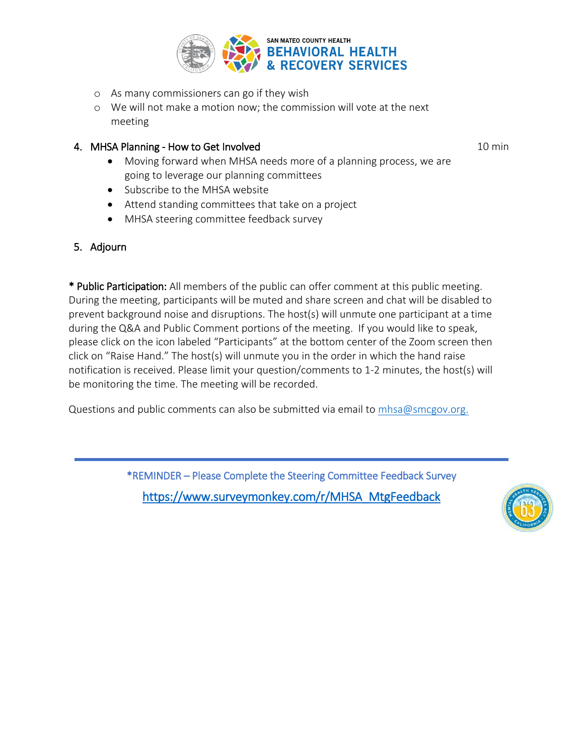- As many commissioners can go if they wish
- We will not make a motion now; the commission will vote at the next meeting

4. MHSA Planning - How to Get Involved — 10 min
   - Moving forward when MHSA needs more of a planning process, we are going to leverage our planning committees
   - Subscribe to the MHSA website
   - Attend standing committees that take on a project
   - MHSA steering committee feedback survey

5. Adjourn

**\* Public Participation:** All members of the public can offer comment at this public meeting. During the meeting, participants will be muted and share screen and chat will be disabled to prevent background noise and disruptions. The host(s) will unmute one participant at a time during the Q&A and Public Comment portions of the meeting. If you would like to speak, please click on the icon labeled "Participants" at the bottom center of the Zoom screen then click on "Raise Hand." The host(s) will unmute you in the order in which the hand raise notification is received. Please limit your question/comments to 1-2 minutes, the host(s) will be monitoring the time. The meeting will be recorded.

Questions and public comments can also be submitted via email to mhsa@smcgov.org.

---

*REMINDER – Please Complete the Steering Committee Feedback Survey

https://www.surveymonkey.com/r/MHSA_MtgFeedback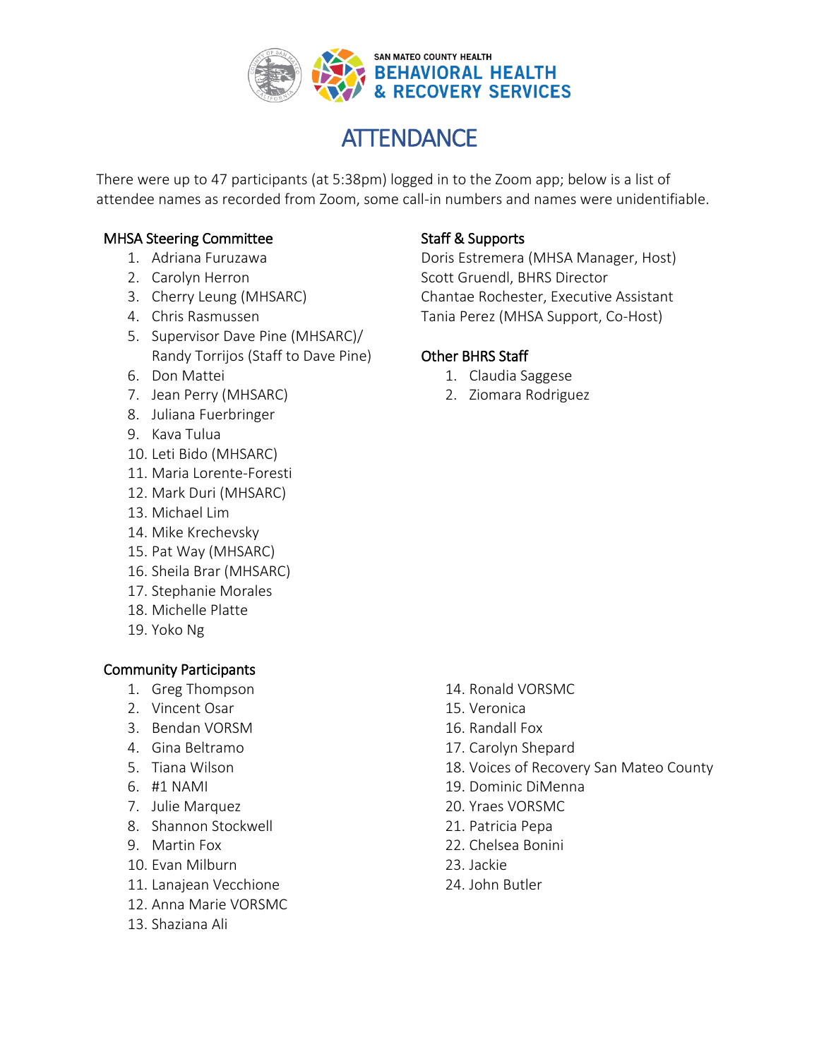# ATTENDANCE

There were up to 47 participants (at 5:38pm) logged in to the Zoom app; below is a list of attendee names as recorded from Zoom, some call-in numbers and names were unidentifiable.

### MHSA Steering Committee

1. Adriana Furuzawa
2. Carolyn Herron
3. Cherry Leung (MHSARC)
4. Chris Rasmussen
5. Supervisor Dave Pine (MHSARC)/ Randy Torrijos (Staff to Dave Pine)
6. Don Mattei
7. Jean Perry (MHSARC)
8. Juliana Fuerbringer
9. Kava Tulua
10. Leti Bido (MHSARC)
11. Maria Lorente-Foresti
12. Mark Duri (MHSARC)
13. Michael Lim
14. Mike Krechevsky
15. Pat Way (MHSARC)
16. Sheila Brar (MHSARC)
17. Stephanie Morales
18. Michelle Platte
19. Yoko Ng

### Staff & Supports

Doris Estremera (MHSA Manager, Host)
Scott Gruendl, BHRS Director
Chantae Rochester, Executive Assistant
Tania Perez (MHSA Support, Co-Host)

### Other BHRS Staff

1. Claudia Saggese
2. Ziomara Rodriguez

### Community Participants

1. Greg Thompson
2. Vincent Osar
3. Bendan VORSM
4. Gina Beltramo
5. Tiana Wilson
6. #1 NAMI
7. Julie Marquez
8. Shannon Stockwell
9. Martin Fox
10. Evan Milburn
11. Lanajean Vecchione
12. Anna Marie VORSMC
13. Shaziana Ali
14. Ronald VORSMC
15. Veronica
16. Randall Fox
17. Carolyn Shepard
18. Voices of Recovery San Mateo County
19. Dominic DiMenna
20. Yraes VORSMC
21. Patricia Pepa
22. Chelsea Bonini
23. Jackie
24. John Butler